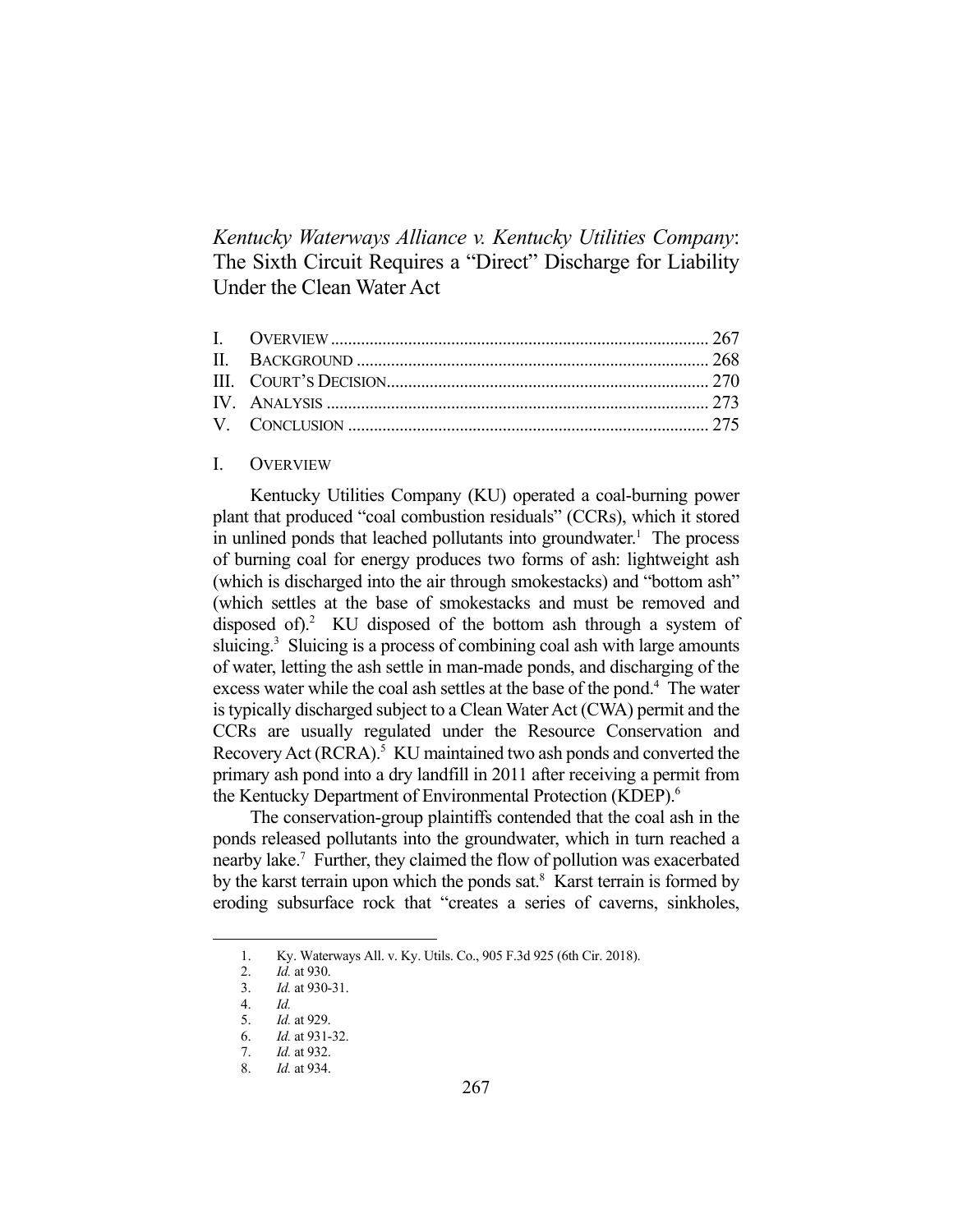# *Kentucky Waterways Alliance v. Kentucky Utilities Company*: The Sixth Circuit Requires a "Direct" Discharge for Liability Under the Clean Water Act

| | |
|---|---|
| I. OVERVIEW | 267 |
| II. BACKGROUND | 268 |
| III. COURT'S DECISION | 270 |
| IV. ANALYSIS | 273 |
| V. CONCLUSION | 275 |

## I. OVERVIEW

Kentucky Utilities Company (KU) operated a coal-burning power plant that produced "coal combustion residuals" (CCRs), which it stored in unlined ponds that leached pollutants into groundwater.[1] The process of burning coal for energy produces two forms of ash: lightweight ash (which is discharged into the air through smokestacks) and "bottom ash" (which settles at the base of smokestacks and must be removed and disposed of).[2] KU disposed of the bottom ash through a system of sluicing.[3] Sluicing is a process of combining coal ash with large amounts of water, letting the ash settle in man-made ponds, and discharging of the excess water while the coal ash settles at the base of the pond.[4] The water is typically discharged subject to a Clean Water Act (CWA) permit and the CCRs are usually regulated under the Resource Conservation and Recovery Act (RCRA).[5] KU maintained two ash ponds and converted the primary ash pond into a dry landfill in 2011 after receiving a permit from the Kentucky Department of Environmental Protection (KDEP).[6]

The conservation-group plaintiffs contended that the coal ash in the ponds released pollutants into the groundwater, which in turn reached a nearby lake.[7] Further, they claimed the flow of pollution was exacerbated by the karst terrain upon which the ponds sat.[8] Karst terrain is formed by eroding subsurface rock that "creates a series of caverns, sinkholes,

---

1. Ky. Waterways All. v. Ky. Utils. Co., 905 F.3d 925 (6th Cir. 2018).
2. *Id.* at 930.
3. *Id.* at 930-31.
4. *Id.*
5. *Id.* at 929.
6. *Id.* at 931-32.
7. *Id.* at 932.
8. *Id.* at 934.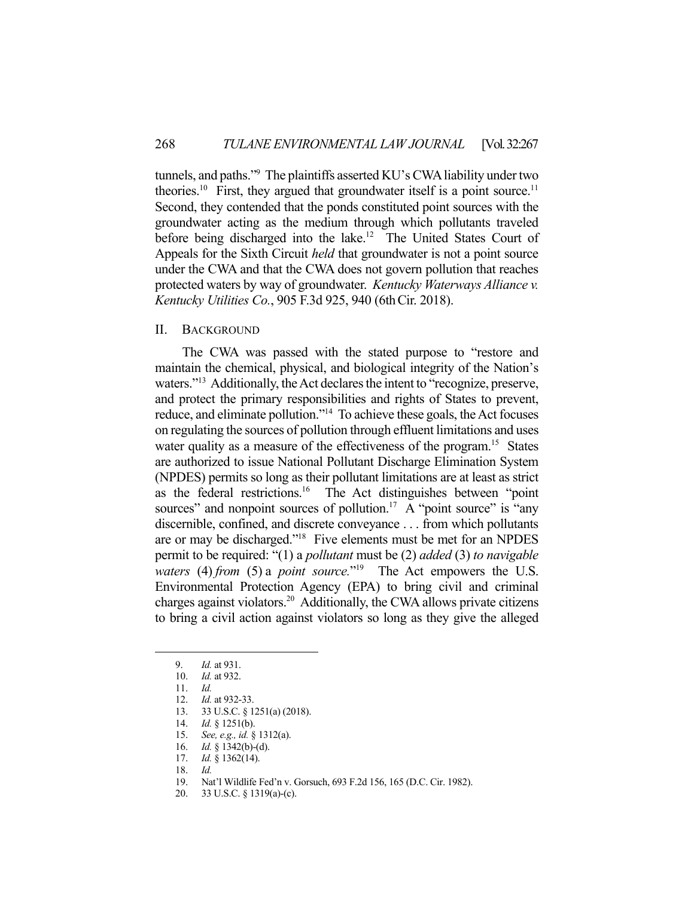tunnels, and paths."[9] The plaintiffs asserted KU's CWA liability under two theories.[10] First, they argued that groundwater itself is a point source.[11] Second, they contended that the ponds constituted point sources with the groundwater acting as the medium through which pollutants traveled before being discharged into the lake.[12] The United States Court of Appeals for the Sixth Circuit *held* that groundwater is not a point source under the CWA and that the CWA does not govern pollution that reaches protected waters by way of groundwater. *Kentucky Waterways Alliance v. Kentucky Utilities Co.*, 905 F.3d 925, 940 (6th Cir. 2018).

## II. BACKGROUND

The CWA was passed with the stated purpose to "restore and maintain the chemical, physical, and biological integrity of the Nation's waters."[13] Additionally, the Act declares the intent to "recognize, preserve, and protect the primary responsibilities and rights of States to prevent, reduce, and eliminate pollution."[14] To achieve these goals, the Act focuses on regulating the sources of pollution through effluent limitations and uses water quality as a measure of the effectiveness of the program.[15] States are authorized to issue National Pollutant Discharge Elimination System (NPDES) permits so long as their pollutant limitations are at least as strict as the federal restrictions.[16] The Act distinguishes between "point sources" and nonpoint sources of pollution.[17] A "point source" is "any discernible, confined, and discrete conveyance . . . from which pollutants are or may be discharged."[18] Five elements must be met for an NPDES permit to be required: "(1) a *pollutant* must be (2) *added* (3) *to navigable waters* (4) *from* (5) a *point source*."[19] The Act empowers the U.S. Environmental Protection Agency (EPA) to bring civil and criminal charges against violators.[20] Additionally, the CWA allows private citizens to bring a civil action against violators so long as they give the alleged

---

9. *Id.* at 931.
10. *Id.* at 932.
11. *Id.*
12. *Id.* at 932-33.
13. 33 U.S.C. § 1251(a) (2018).
14. *Id.* § 1251(b).
15. *See, e.g., id.* § 1312(a).
16. *Id.* § 1342(b)-(d).
17. *Id.* § 1362(14).
18. *Id.*
19. Nat'l Wildlife Fed'n v. Gorsuch, 693 F.2d 156, 165 (D.C. Cir. 1982).
20. 33 U.S.C. § 1319(a)-(c).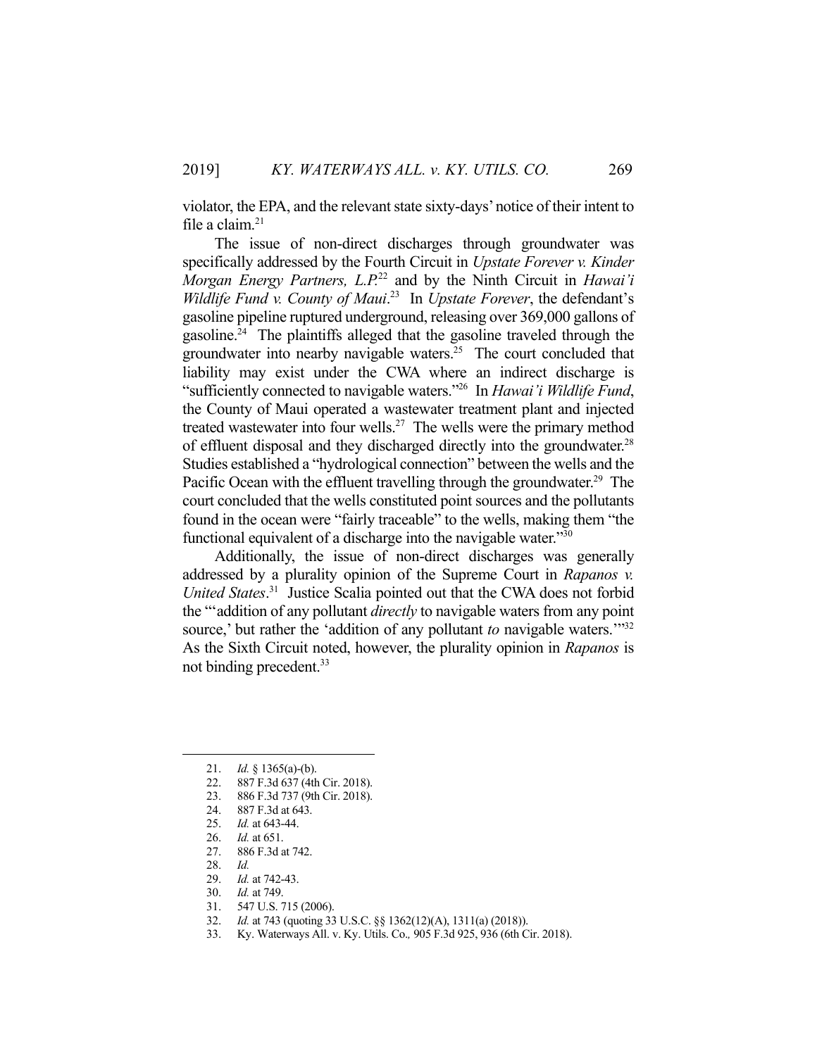violator, the EPA, and the relevant state sixty-days' notice of their intent to file a claim.[21]

The issue of non-direct discharges through groundwater was specifically addressed by the Fourth Circuit in *Upstate Forever v. Kinder Morgan Energy Partners, L.P.*[22] and by the Ninth Circuit in *Hawai'i Wildlife Fund v. County of Maui*.[23] In *Upstate Forever*, the defendant's gasoline pipeline ruptured underground, releasing over 369,000 gallons of gasoline.[24] The plaintiffs alleged that the gasoline traveled through the groundwater into nearby navigable waters.[25] The court concluded that liability may exist under the CWA where an indirect discharge is "sufficiently connected to navigable waters."[26] In *Hawai'i Wildlife Fund*, the County of Maui operated a wastewater treatment plant and injected treated wastewater into four wells.[27] The wells were the primary method of effluent disposal and they discharged directly into the groundwater.[28] Studies established a "hydrological connection" between the wells and the Pacific Ocean with the effluent travelling through the groundwater.[29] The court concluded that the wells constituted point sources and the pollutants found in the ocean were "fairly traceable" to the wells, making them "the functional equivalent of a discharge into the navigable water."[30]

Additionally, the issue of non-direct discharges was generally addressed by a plurality opinion of the Supreme Court in *Rapanos v. United States*.[31] Justice Scalia pointed out that the CWA does not forbid the "'addition of any pollutant *directly* to navigable waters from any point source,' but rather the 'addition of any pollutant *to* navigable waters.'"[32] As the Sixth Circuit noted, however, the plurality opinion in *Rapanos* is not binding precedent.[33]

---

21. *Id.* § 1365(a)-(b).
22. 887 F.3d 637 (4th Cir. 2018).
23. 886 F.3d 737 (9th Cir. 2018).
24. 887 F.3d at 643.
25. *Id.* at 643-44.
26. *Id.* at 651.
27. 886 F.3d at 742.
28. *Id.*
29. *Id.* at 742-43.
30. *Id.* at 749.
31. 547 U.S. 715 (2006).
32. *Id.* at 743 (quoting 33 U.S.C. §§ 1362(12)(A), 1311(a) (2018)).
33. Ky. Waterways All. v. Ky. Utils. Co.*,* 905 F.3d 925, 936 (6th Cir. 2018).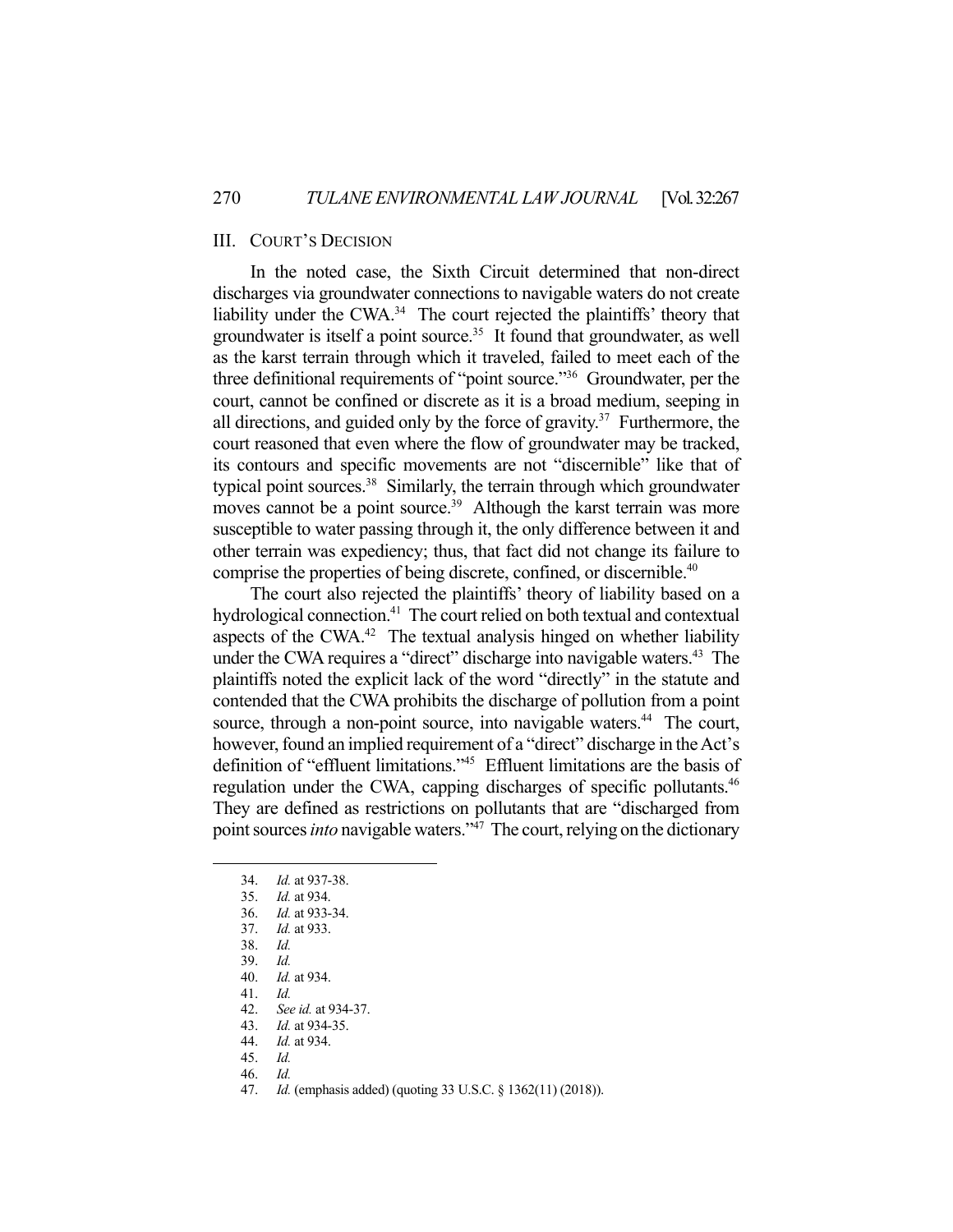## III. COURT'S DECISION

In the noted case, the Sixth Circuit determined that non-direct discharges via groundwater connections to navigable waters do not create liability under the CWA.[34] The court rejected the plaintiffs' theory that groundwater is itself a point source.[35] It found that groundwater, as well as the karst terrain through which it traveled, failed to meet each of the three definitional requirements of "point source."[36] Groundwater, per the court, cannot be confined or discrete as it is a broad medium, seeping in all directions, and guided only by the force of gravity.[37] Furthermore, the court reasoned that even where the flow of groundwater may be tracked, its contours and specific movements are not "discernible" like that of typical point sources.[38] Similarly, the terrain through which groundwater moves cannot be a point source.[39] Although the karst terrain was more susceptible to water passing through it, the only difference between it and other terrain was expediency; thus, that fact did not change its failure to comprise the properties of being discrete, confined, or discernible.[40]

The court also rejected the plaintiffs' theory of liability based on a hydrological connection.[41] The court relied on both textual and contextual aspects of the CWA.[42] The textual analysis hinged on whether liability under the CWA requires a "direct" discharge into navigable waters.[43] The plaintiffs noted the explicit lack of the word "directly" in the statute and contended that the CWA prohibits the discharge of pollution from a point source, through a non-point source, into navigable waters.[44] The court, however, found an implied requirement of a "direct" discharge in the Act's definition of "effluent limitations."[45] Effluent limitations are the basis of regulation under the CWA, capping discharges of specific pollutants.[46] They are defined as restrictions on pollutants that are "discharged from point sources *into* navigable waters."[47] The court, relying on the dictionary

---

34. *Id.* at 937-38.
35. *Id.* at 934.
36. *Id.* at 933-34.
37. *Id.* at 933.
38. *Id.*
39. *Id.*
40. *Id.* at 934.
41. *Id.*
42. *See id.* at 934-37.
43. *Id.* at 934-35.
44. *Id.* at 934.
45. *Id.*
46. *Id.*
47. *Id.* (emphasis added) (quoting 33 U.S.C. § 1362(11) (2018)).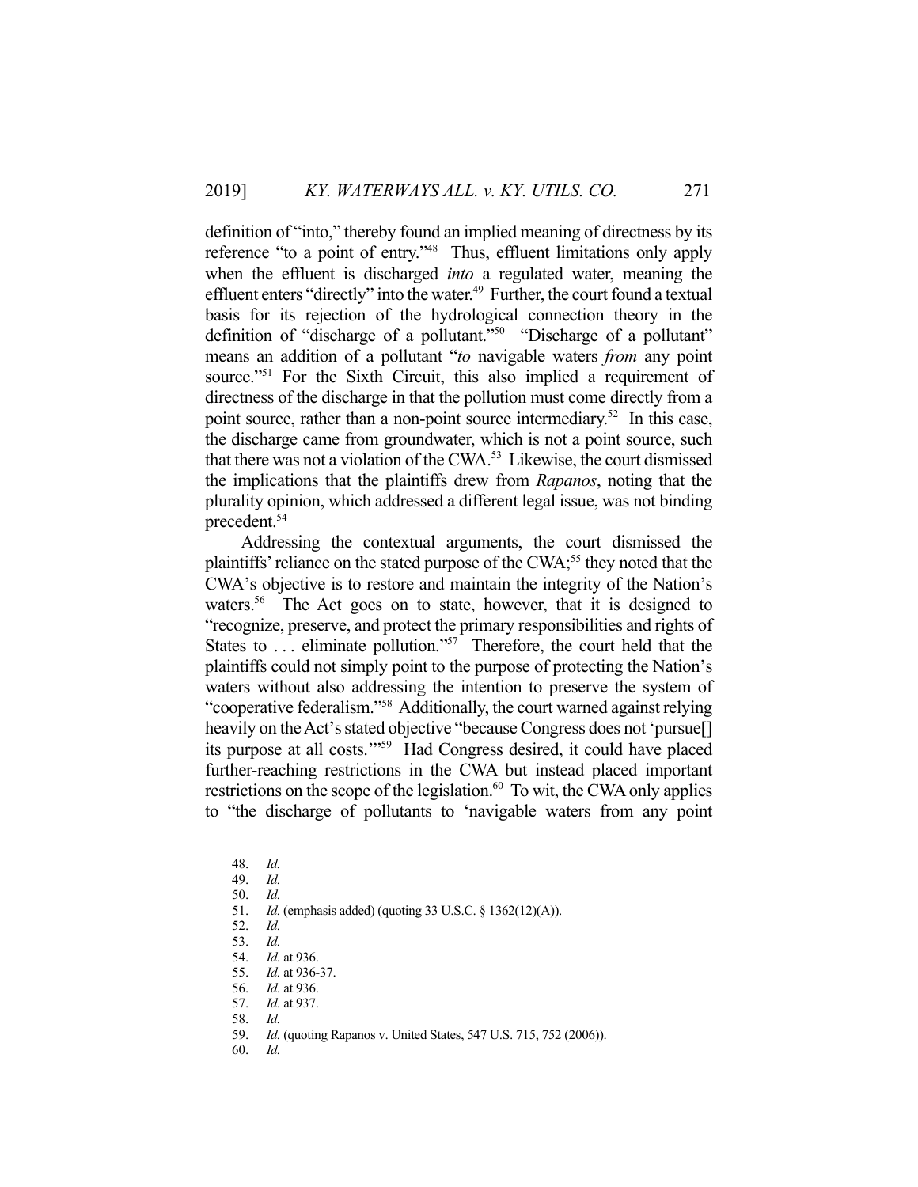definition of "into," thereby found an implied meaning of directness by its reference "to a point of entry."[48] Thus, effluent limitations only apply when the effluent is discharged *into* a regulated water, meaning the effluent enters "directly" into the water.[49] Further, the court found a textual basis for its rejection of the hydrological connection theory in the definition of "discharge of a pollutant."[50] "Discharge of a pollutant" means an addition of a pollutant "*to* navigable waters *from* any point source."[51] For the Sixth Circuit, this also implied a requirement of directness of the discharge in that the pollution must come directly from a point source, rather than a non-point source intermediary.[52] In this case, the discharge came from groundwater, which is not a point source, such that there was not a violation of the CWA.[53] Likewise, the court dismissed the implications that the plaintiffs drew from *Rapanos*, noting that the plurality opinion, which addressed a different legal issue, was not binding precedent.[54]

Addressing the contextual arguments, the court dismissed the plaintiffs' reliance on the stated purpose of the CWA;[55] they noted that the CWA's objective is to restore and maintain the integrity of the Nation's waters.[56] The Act goes on to state, however, that it is designed to "recognize, preserve, and protect the primary responsibilities and rights of States to . . . eliminate pollution."[57] Therefore, the court held that the plaintiffs could not simply point to the purpose of protecting the Nation's waters without also addressing the intention to preserve the system of "cooperative federalism."[58] Additionally, the court warned against relying heavily on the Act's stated objective "because Congress does not 'pursue[] its purpose at all costs.'"[59] Had Congress desired, it could have placed further-reaching restrictions in the CWA but instead placed important restrictions on the scope of the legislation.[60] To wit, the CWA only applies to "the discharge of pollutants to 'navigable waters from any point

---

48. *Id.*
49. *Id.*
50. *Id.*
51. *Id.* (emphasis added) (quoting 33 U.S.C. § 1362(12)(A)).
52. *Id.*
53. *Id.*
54. *Id.* at 936.
55. *Id.* at 936-37.
56. *Id.* at 936.
57. *Id.* at 937.
58. *Id.*
59. *Id.* (quoting Rapanos v. United States, 547 U.S. 715, 752 (2006)).
60. *Id.*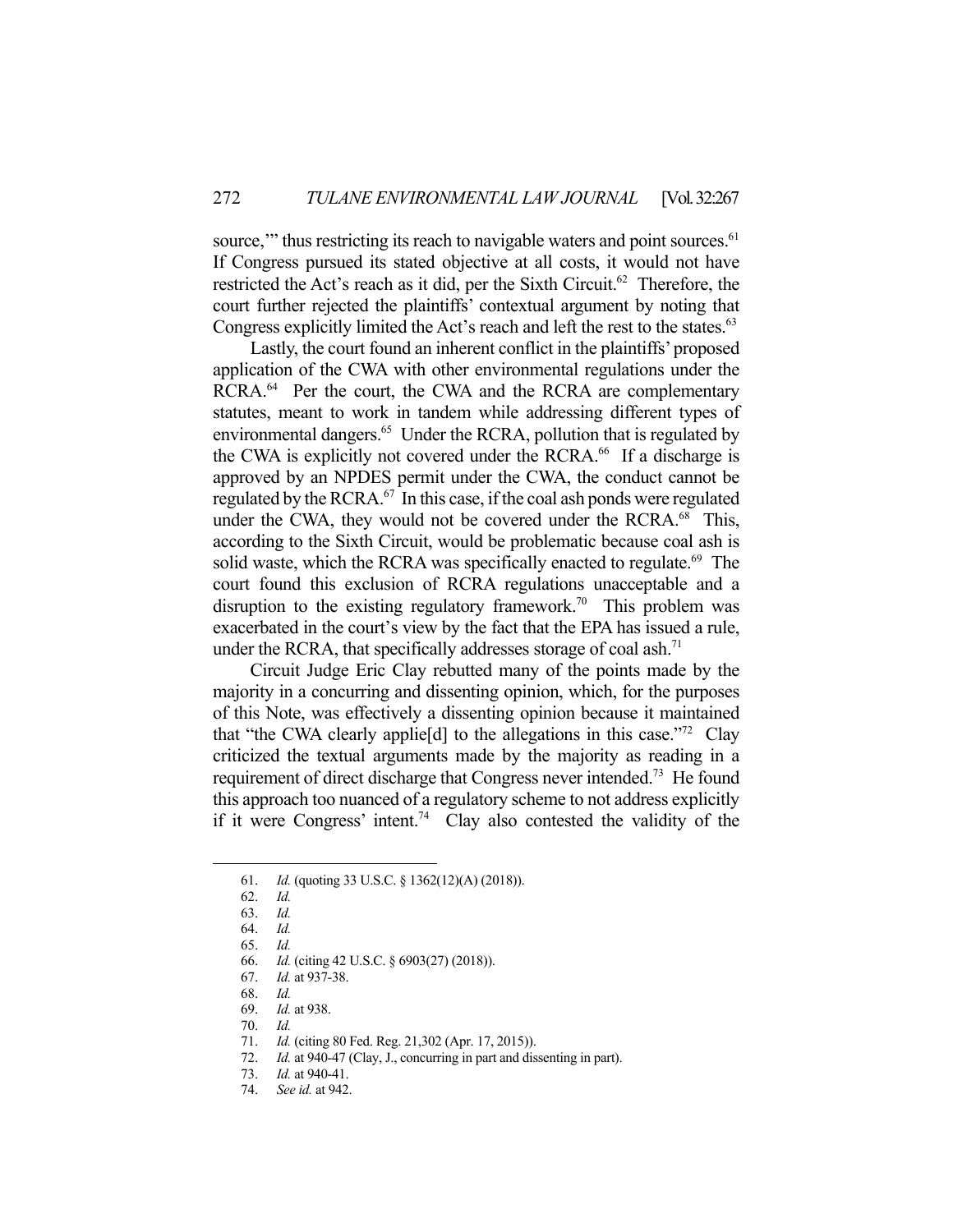source,'" thus restricting its reach to navigable waters and point sources.[61] If Congress pursued its stated objective at all costs, it would not have restricted the Act's reach as it did, per the Sixth Circuit.[62] Therefore, the court further rejected the plaintiffs' contextual argument by noting that Congress explicitly limited the Act's reach and left the rest to the states.[63]

Lastly, the court found an inherent conflict in the plaintiffs' proposed application of the CWA with other environmental regulations under the RCRA.[64] Per the court, the CWA and the RCRA are complementary statutes, meant to work in tandem while addressing different types of environmental dangers.[65] Under the RCRA, pollution that is regulated by the CWA is explicitly not covered under the RCRA.[66] If a discharge is approved by an NPDES permit under the CWA, the conduct cannot be regulated by the RCRA.[67] In this case, if the coal ash ponds were regulated under the CWA, they would not be covered under the RCRA.[68] This, according to the Sixth Circuit, would be problematic because coal ash is solid waste, which the RCRA was specifically enacted to regulate.[69] The court found this exclusion of RCRA regulations unacceptable and a disruption to the existing regulatory framework.[70] This problem was exacerbated in the court's view by the fact that the EPA has issued a rule, under the RCRA, that specifically addresses storage of coal ash.[71]

Circuit Judge Eric Clay rebutted many of the points made by the majority in a concurring and dissenting opinion, which, for the purposes of this Note, was effectively a dissenting opinion because it maintained that "the CWA clearly applie[d] to the allegations in this case."[72] Clay criticized the textual arguments made by the majority as reading in a requirement of direct discharge that Congress never intended.[73] He found this approach too nuanced of a regulatory scheme to not address explicitly if it were Congress' intent.[74] Clay also contested the validity of the

---

61. *Id.* (quoting 33 U.S.C. § 1362(12)(A) (2018)).
62. *Id.*
63. *Id.*
64. *Id.*
65. *Id.*
66. *Id.* (citing 42 U.S.C. § 6903(27) (2018)).
67. *Id.* at 937-38.
68. *Id.*
69. *Id.* at 938.
70. *Id.*
71. *Id.* (citing 80 Fed. Reg. 21,302 (Apr. 17, 2015)).
72. *Id.* at 940-47 (Clay, J., concurring in part and dissenting in part).
73. *Id.* at 940-41.
74. *See id.* at 942.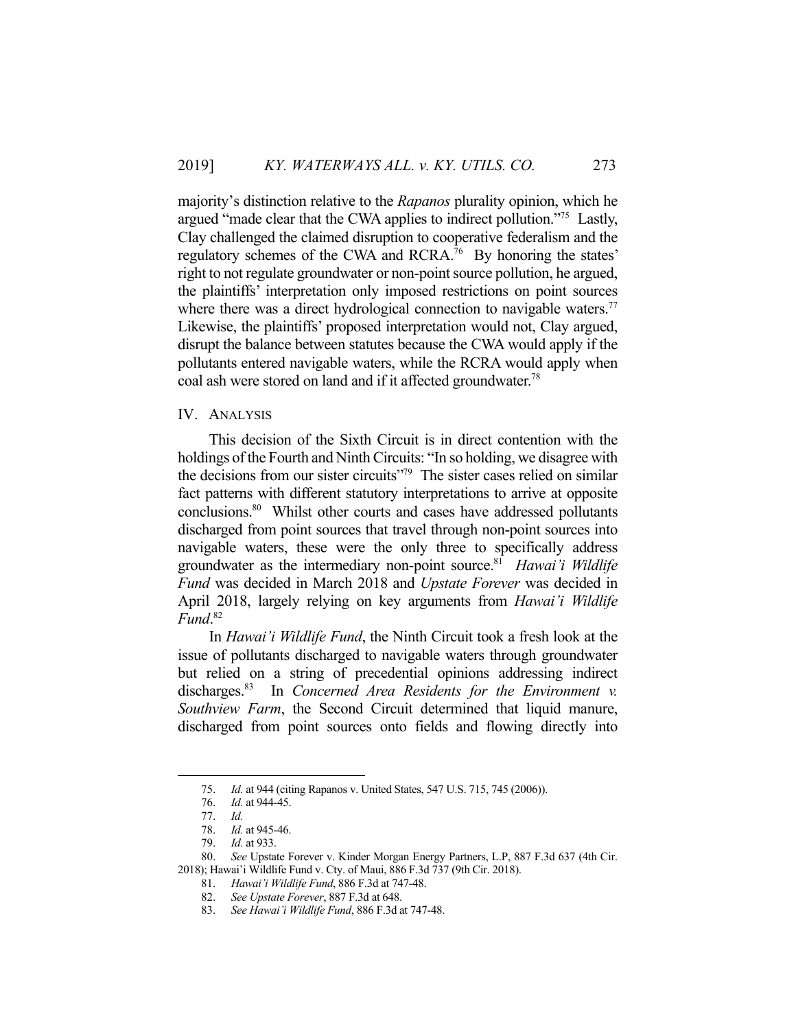majority's distinction relative to the *Rapanos* plurality opinion, which he argued "made clear that the CWA applies to indirect pollution."[75] Lastly, Clay challenged the claimed disruption to cooperative federalism and the regulatory schemes of the CWA and RCRA.[76] By honoring the states' right to not regulate groundwater or non-point source pollution, he argued, the plaintiffs' interpretation only imposed restrictions on point sources where there was a direct hydrological connection to navigable waters.[77] Likewise, the plaintiffs' proposed interpretation would not, Clay argued, disrupt the balance between statutes because the CWA would apply if the pollutants entered navigable waters, while the RCRA would apply when coal ash were stored on land and if it affected groundwater.[78]

## IV. ANALYSIS

This decision of the Sixth Circuit is in direct contention with the holdings of the Fourth and Ninth Circuits: "In so holding, we disagree with the decisions from our sister circuits"[79] The sister cases relied on similar fact patterns with different statutory interpretations to arrive at opposite conclusions.[80] Whilst other courts and cases have addressed pollutants discharged from point sources that travel through non-point sources into navigable waters, these were the only three to specifically address groundwater as the intermediary non-point source.[81] *Hawai'i Wildlife Fund* was decided in March 2018 and *Upstate Forever* was decided in April 2018, largely relying on key arguments from *Hawai'i Wildlife Fund*.[82]

In *Hawai'i Wildlife Fund*, the Ninth Circuit took a fresh look at the issue of pollutants discharged to navigable waters through groundwater but relied on a string of precedential opinions addressing indirect discharges.[83] In *Concerned Area Residents for the Environment v. Southview Farm*, the Second Circuit determined that liquid manure, discharged from point sources onto fields and flowing directly into

---

75. *Id.* at 944 (citing Rapanos v. United States, 547 U.S. 715, 745 (2006)).

76. *Id.* at 944-45.

77. *Id.*

78. *Id.* at 945-46.

79. *Id.* at 933.

80. *See* Upstate Forever v. Kinder Morgan Energy Partners, L.P, 887 F.3d 637 (4th Cir. 2018); Hawai'i Wildlife Fund v. Cty. of Maui, 886 F.3d 737 (9th Cir. 2018).

81. *Hawai'i Wildlife Fund*, 886 F.3d at 747-48.

82. *See Upstate Forever*, 887 F.3d at 648.

83. *See Hawai'i Wildlife Fund*, 886 F.3d at 747-48.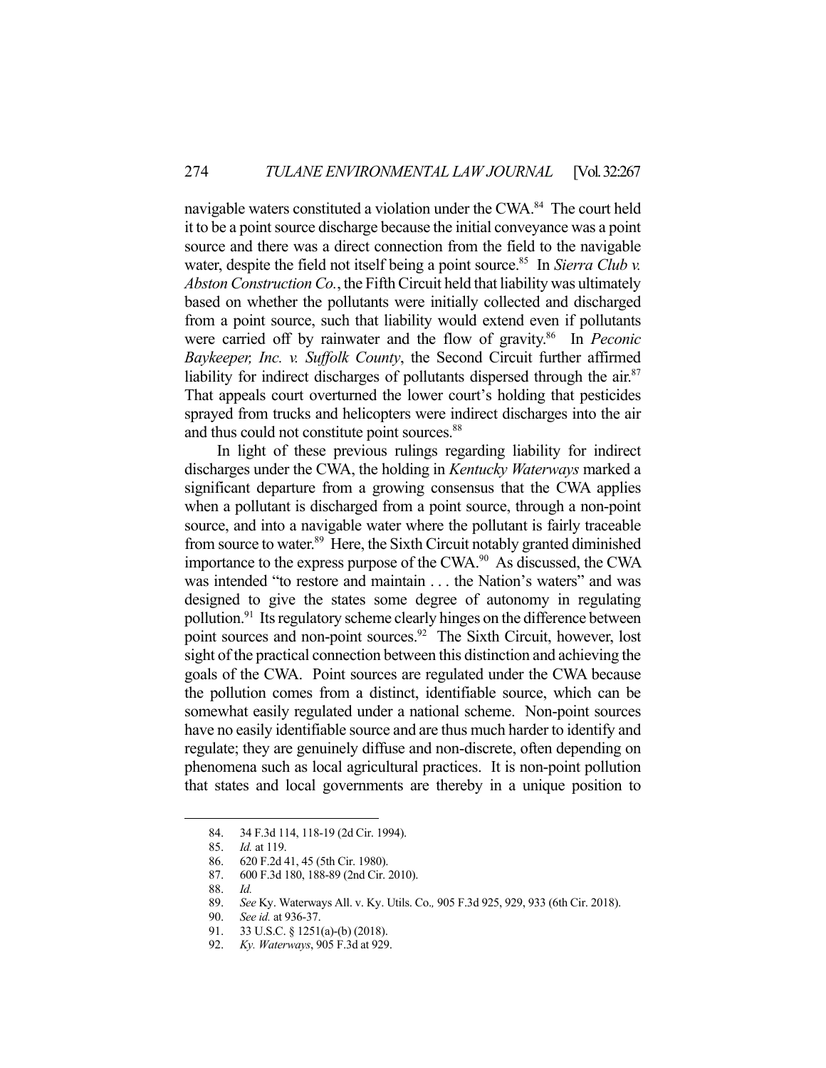navigable waters constituted a violation under the CWA.[84] The court held it to be a point source discharge because the initial conveyance was a point source and there was a direct connection from the field to the navigable water, despite the field not itself being a point source.[85] In *Sierra Club v. Abston Construction Co.*, the Fifth Circuit held that liability was ultimately based on whether the pollutants were initially collected and discharged from a point source, such that liability would extend even if pollutants were carried off by rainwater and the flow of gravity.[86] In *Peconic Baykeeper, Inc. v. Suffolk County*, the Second Circuit further affirmed liability for indirect discharges of pollutants dispersed through the air.[87] That appeals court overturned the lower court's holding that pesticides sprayed from trucks and helicopters were indirect discharges into the air and thus could not constitute point sources.[88]

In light of these previous rulings regarding liability for indirect discharges under the CWA, the holding in *Kentucky Waterways* marked a significant departure from a growing consensus that the CWA applies when a pollutant is discharged from a point source, through a non-point source, and into a navigable water where the pollutant is fairly traceable from source to water.[89] Here, the Sixth Circuit notably granted diminished importance to the express purpose of the CWA.[90] As discussed, the CWA was intended "to restore and maintain . . . the Nation's waters" and was designed to give the states some degree of autonomy in regulating pollution.[91] Its regulatory scheme clearly hinges on the difference between point sources and non-point sources.[92] The Sixth Circuit, however, lost sight of the practical connection between this distinction and achieving the goals of the CWA. Point sources are regulated under the CWA because the pollution comes from a distinct, identifiable source, which can be somewhat easily regulated under a national scheme. Non-point sources have no easily identifiable source and are thus much harder to identify and regulate; they are genuinely diffuse and non-discrete, often depending on phenomena such as local agricultural practices. It is non-point pollution that states and local governments are thereby in a unique position to

---

84. 34 F.3d 114, 118-19 (2d Cir. 1994).
85. *Id.* at 119.
86. 620 F.2d 41, 45 (5th Cir. 1980).
87. 600 F.3d 180, 188-89 (2nd Cir. 2010).
88. *Id.*
89. *See* Ky. Waterways All. v. Ky. Utils. Co.*,* 905 F.3d 925, 929, 933 (6th Cir. 2018).
90. *See id.* at 936-37.
91. 33 U.S.C. § 1251(a)-(b) (2018).
92. *Ky. Waterways*, 905 F.3d at 929.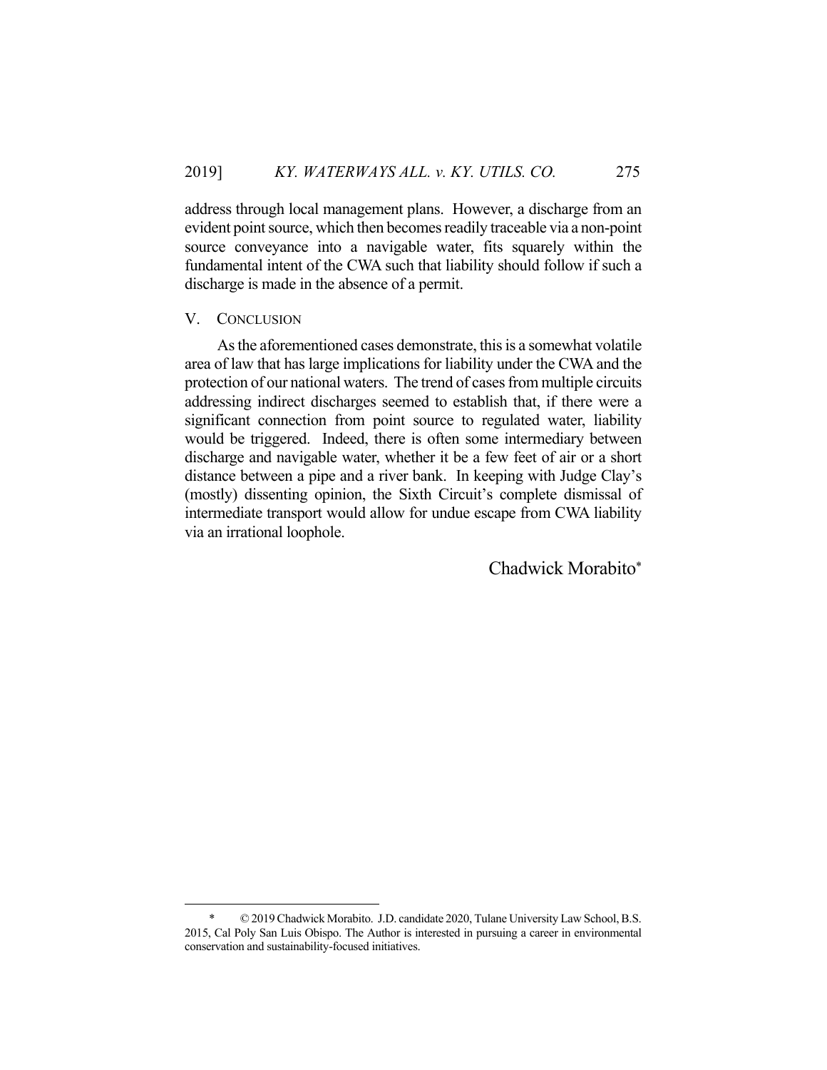address through local management plans. However, a discharge from an evident point source, which then becomes readily traceable via a non-point source conveyance into a navigable water, fits squarely within the fundamental intent of the CWA such that liability should follow if such a discharge is made in the absence of a permit.

## V. Conclusion

As the aforementioned cases demonstrate, this is a somewhat volatile area of law that has large implications for liability under the CWA and the protection of our national waters. The trend of cases from multiple circuits addressing indirect discharges seemed to establish that, if there were a significant connection from point source to regulated water, liability would be triggered. Indeed, there is often some intermediary between discharge and navigable water, whether it be a few feet of air or a short distance between a pipe and a river bank. In keeping with Judge Clay's (mostly) dissenting opinion, the Sixth Circuit's complete dismissal of intermediate transport would allow for undue escape from CWA liability via an irrational loophole.

Chadwick Morabito*

\* © 2019 Chadwick Morabito. J.D. candidate 2020, Tulane University Law School, B.S. 2015, Cal Poly San Luis Obispo. The Author is interested in pursuing a career in environmental conservation and sustainability-focused initiatives.